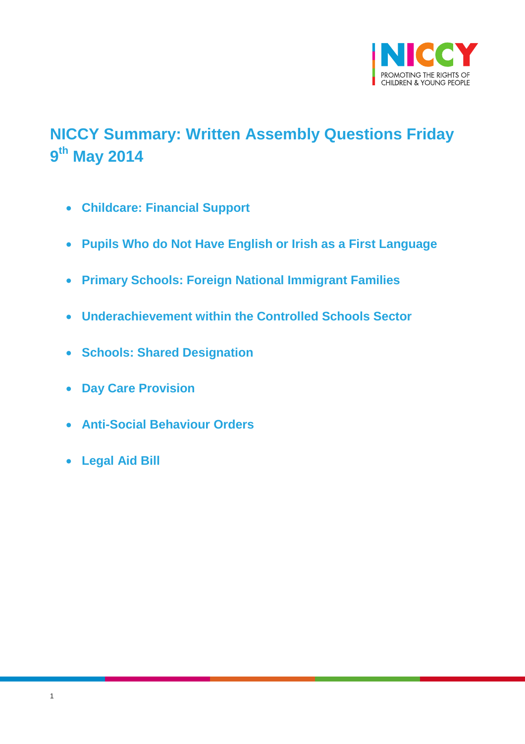# NICCY Summary: Written Assembly Questions Friday 9th May 2014

- **Childcare: Financial Support**
- **Pupils Who do Not Have English or Irish as a First Language**
- **Primary Schools: Foreign National Immigrant Families**
- **Underachievement within the Controlled Schools Sector**
- **Schools: Shared Designation**
- **Day Care Provision**
- **Anti-Social Behaviour Orders**
- **Legal Aid Bill**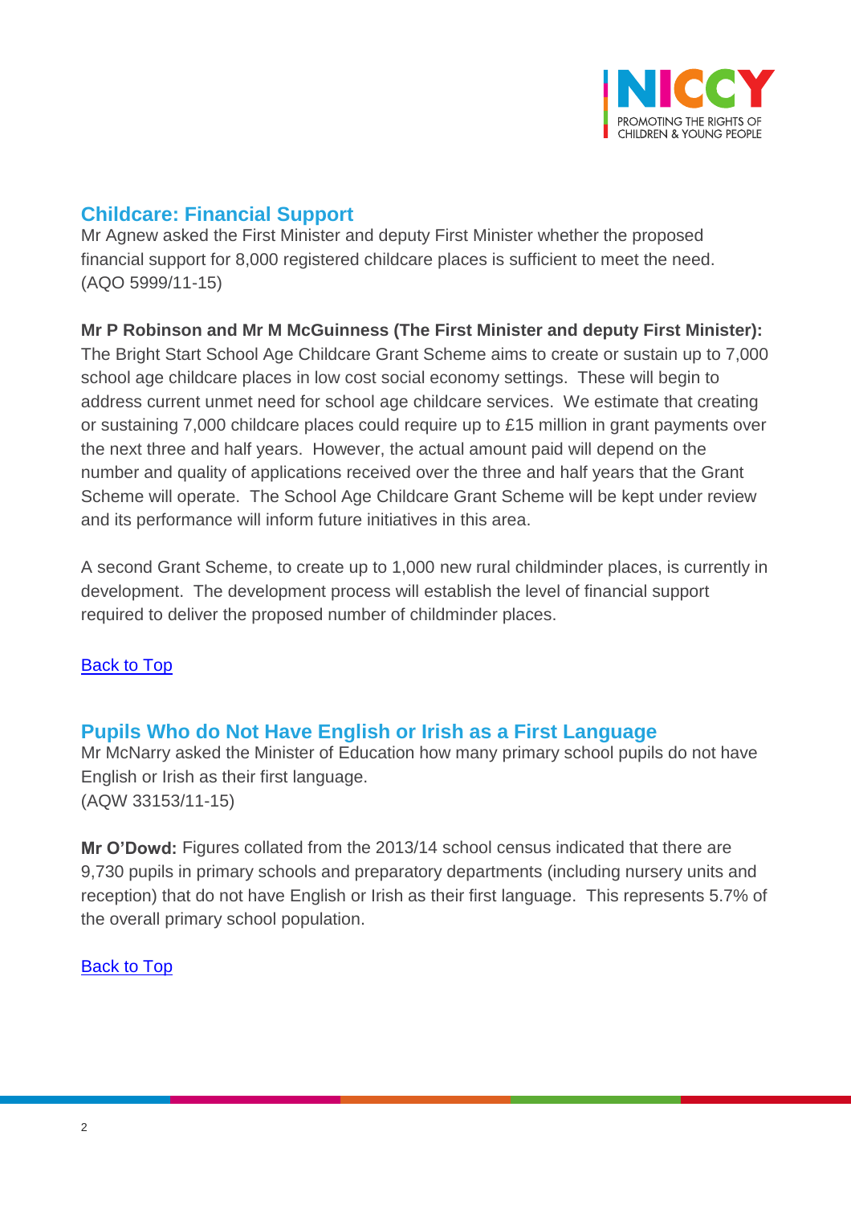## Childcare: Financial Support

Mr Agnew asked the First Minister and deputy First Minister whether the proposed financial support for 8,000 registered childcare places is sufficient to meet the need.
(AQO 5999/11-15)

**Mr P Robinson and Mr M McGuinness (The First Minister and deputy First Minister):** The Bright Start School Age Childcare Grant Scheme aims to create or sustain up to 7,000 school age childcare places in low cost social economy settings. These will begin to address current unmet need for school age childcare services. We estimate that creating or sustaining 7,000 childcare places could require up to £15 million in grant payments over the next three and half years. However, the actual amount paid will depend on the number and quality of applications received over the three and half years that the Grant Scheme will operate. The School Age Childcare Grant Scheme will be kept under review and its performance will inform future initiatives in this area.

A second Grant Scheme, to create up to 1,000 new rural childminder places, is currently in development. The development process will establish the level of financial support required to deliver the proposed number of childminder places.

Back to Top

## Pupils Who do Not Have English or Irish as a First Language

Mr McNarry asked the Minister of Education how many primary school pupils do not have English or Irish as their first language.
(AQW 33153/11-15)

**Mr O'Dowd:** Figures collated from the 2013/14 school census indicated that there are 9,730 pupils in primary schools and preparatory departments (including nursery units and reception) that do not have English or Irish as their first language. This represents 5.7% of the overall primary school population.

Back to Top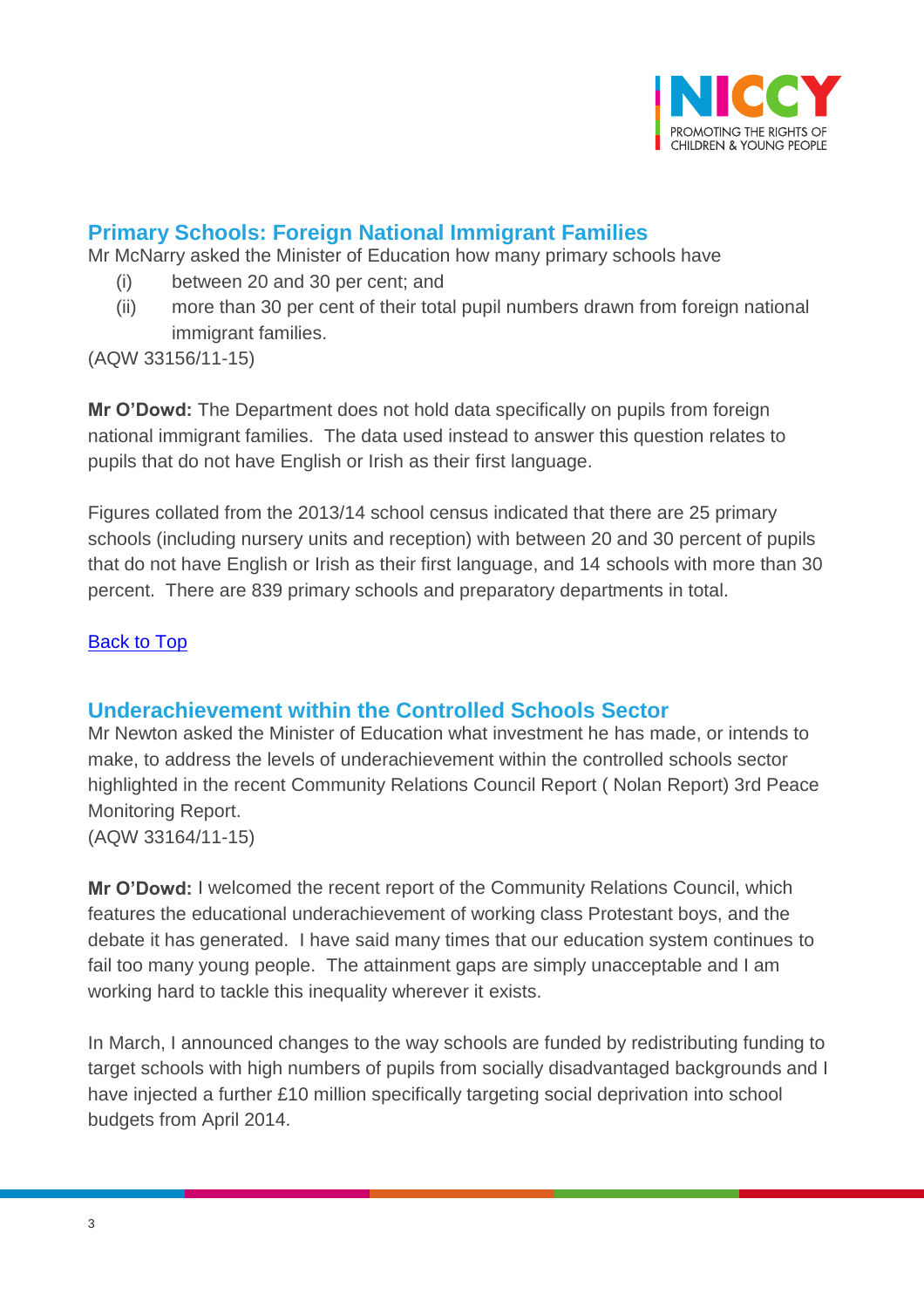## Primary Schools: Foreign National Immigrant Families

Mr McNarry asked the Minister of Education how many primary schools have

(i) between 20 and 30 per cent; and

(ii) more than 30 per cent of their total pupil numbers drawn from foreign national immigrant families.

(AQW 33156/11-15)

**Mr O'Dowd:** The Department does not hold data specifically on pupils from foreign national immigrant families. The data used instead to answer this question relates to pupils that do not have English or Irish as their first language.

Figures collated from the 2013/14 school census indicated that there are 25 primary schools (including nursery units and reception) with between 20 and 30 percent of pupils that do not have English or Irish as their first language, and 14 schools with more than 30 percent. There are 839 primary schools and preparatory departments in total.

Back to Top

## Underachievement within the Controlled Schools Sector

Mr Newton asked the Minister of Education what investment he has made, or intends to make, to address the levels of underachievement within the controlled schools sector highlighted in the recent Community Relations Council Report ( Nolan Report) 3rd Peace Monitoring Report.

(AQW 33164/11-15)

**Mr O'Dowd:** I welcomed the recent report of the Community Relations Council, which features the educational underachievement of working class Protestant boys, and the debate it has generated. I have said many times that our education system continues to fail too many young people. The attainment gaps are simply unacceptable and I am working hard to tackle this inequality wherever it exists.

In March, I announced changes to the way schools are funded by redistributing funding to target schools with high numbers of pupils from socially disadvantaged backgrounds and I have injected a further £10 million specifically targeting social deprivation into school budgets from April 2014.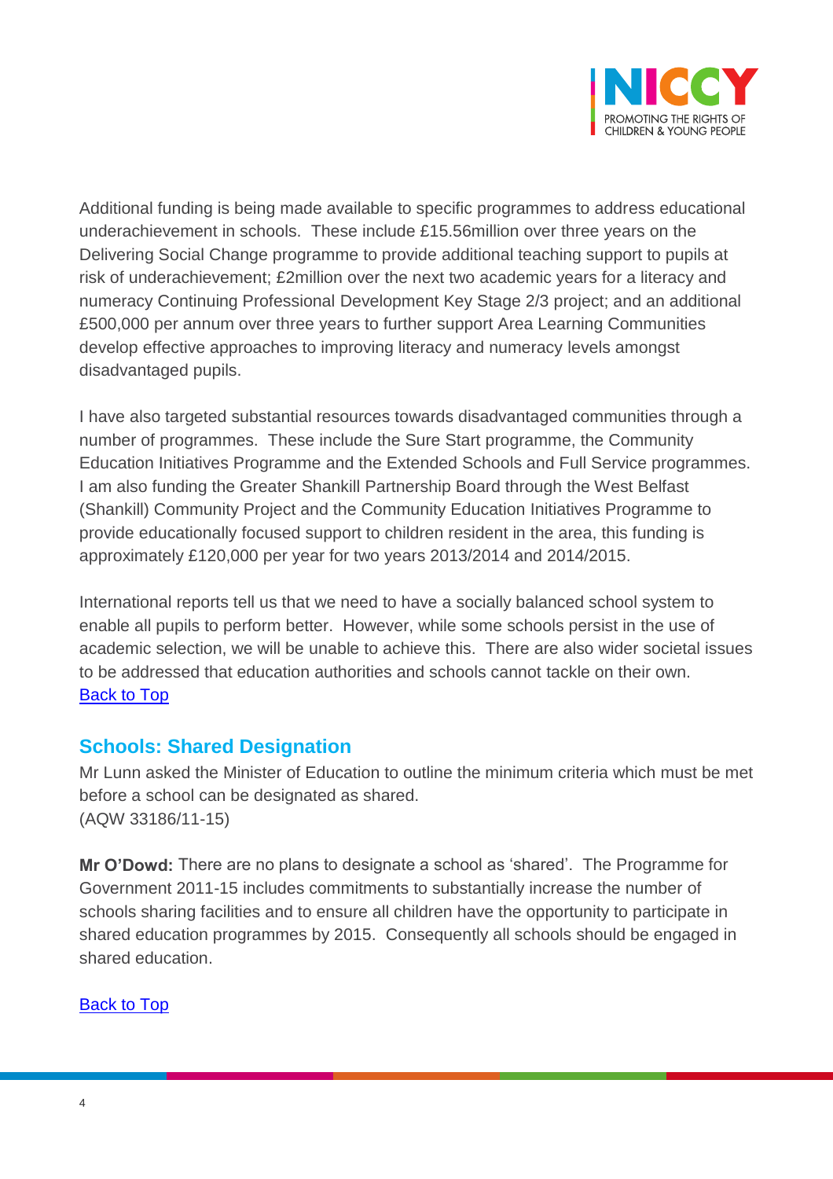Additional funding is being made available to specific programmes to address educational underachievement in schools. These include £15.56million over three years on the Delivering Social Change programme to provide additional teaching support to pupils at risk of underachievement; £2million over the next two academic years for a literacy and numeracy Continuing Professional Development Key Stage 2/3 project; and an additional £500,000 per annum over three years to further support Area Learning Communities develop effective approaches to improving literacy and numeracy levels amongst disadvantaged pupils.

I have also targeted substantial resources towards disadvantaged communities through a number of programmes. These include the Sure Start programme, the Community Education Initiatives Programme and the Extended Schools and Full Service programmes. I am also funding the Greater Shankill Partnership Board through the West Belfast (Shankill) Community Project and the Community Education Initiatives Programme to provide educationally focused support to children resident in the area, this funding is approximately £120,000 per year for two years 2013/2014 and 2014/2015.

International reports tell us that we need to have a socially balanced school system to enable all pupils to perform better. However, while some schools persist in the use of academic selection, we will be unable to achieve this. There are also wider societal issues to be addressed that education authorities and schools cannot tackle on their own.
[Back to Top]

## Schools: Shared Designation

Mr Lunn asked the Minister of Education to outline the minimum criteria which must be met before a school can be designated as shared.
(AQW 33186/11-15)

**Mr O'Dowd:** There are no plans to designate a school as 'shared'. The Programme for Government 2011-15 includes commitments to substantially increase the number of schools sharing facilities and to ensure all children have the opportunity to participate in shared education programmes by 2015. Consequently all schools should be engaged in shared education.

[Back to Top]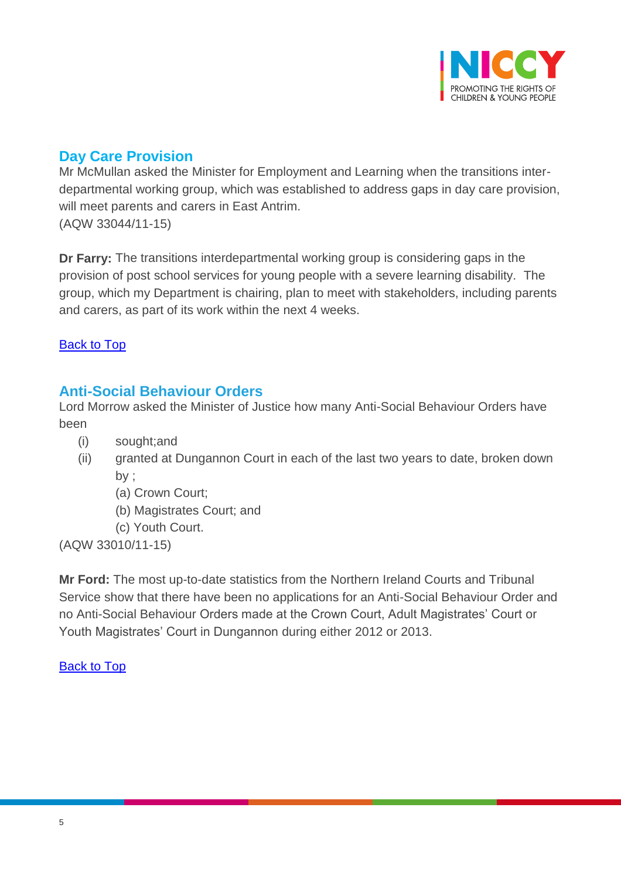## Day Care Provision

Mr McMullan asked the Minister for Employment and Learning when the transitions inter-departmental working group, which was established to address gaps in day care provision, will meet parents and carers in East Antrim.
(AQW 33044/11-15)

**Dr Farry:** The transitions interdepartmental working group is considering gaps in the provision of post school services for young people with a severe learning disability. The group, which my Department is chairing, plan to meet with stakeholders, including parents and carers, as part of its work within the next 4 weeks.

Back to Top

## Anti-Social Behaviour Orders

Lord Morrow asked the Minister of Justice how many Anti-Social Behaviour Orders have been

(i) sought;and
(ii) granted at Dungannon Court in each of the last two years to date, broken down by ;
 (a) Crown Court;
 (b) Magistrates Court; and
 (c) Youth Court.

(AQW 33010/11-15)

**Mr Ford:** The most up-to-date statistics from the Northern Ireland Courts and Tribunal Service show that there have been no applications for an Anti-Social Behaviour Order and no Anti-Social Behaviour Orders made at the Crown Court, Adult Magistrates' Court or Youth Magistrates' Court in Dungannon during either 2012 or 2013.

Back to Top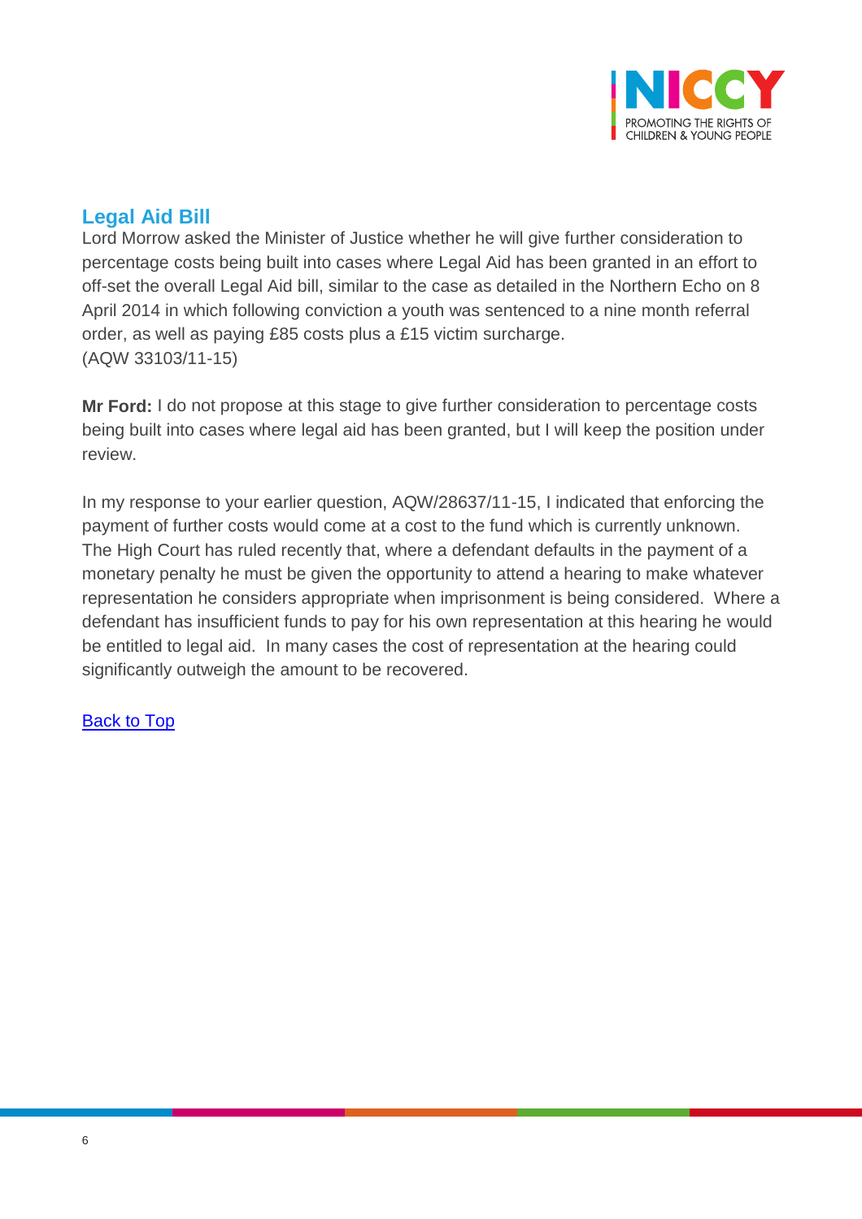## Legal Aid Bill

Lord Morrow asked the Minister of Justice whether he will give further consideration to percentage costs being built into cases where Legal Aid has been granted in an effort to off-set the overall Legal Aid bill, similar to the case as detailed in the Northern Echo on 8 April 2014 in which following conviction a youth was sentenced to a nine month referral order, as well as paying £85 costs plus a £15 victim surcharge.
(AQW 33103/11-15)

**Mr Ford:** I do not propose at this stage to give further consideration to percentage costs being built into cases where legal aid has been granted, but I will keep the position under review.

In my response to your earlier question, AQW/28637/11-15, I indicated that enforcing the payment of further costs would come at a cost to the fund which is currently unknown. The High Court has ruled recently that, where a defendant defaults in the payment of a monetary penalty he must be given the opportunity to attend a hearing to make whatever representation he considers appropriate when imprisonment is being considered. Where a defendant has insufficient funds to pay for his own representation at this hearing he would be entitled to legal aid. In many cases the cost of representation at the hearing could significantly outweigh the amount to be recovered.

[Back to Top]